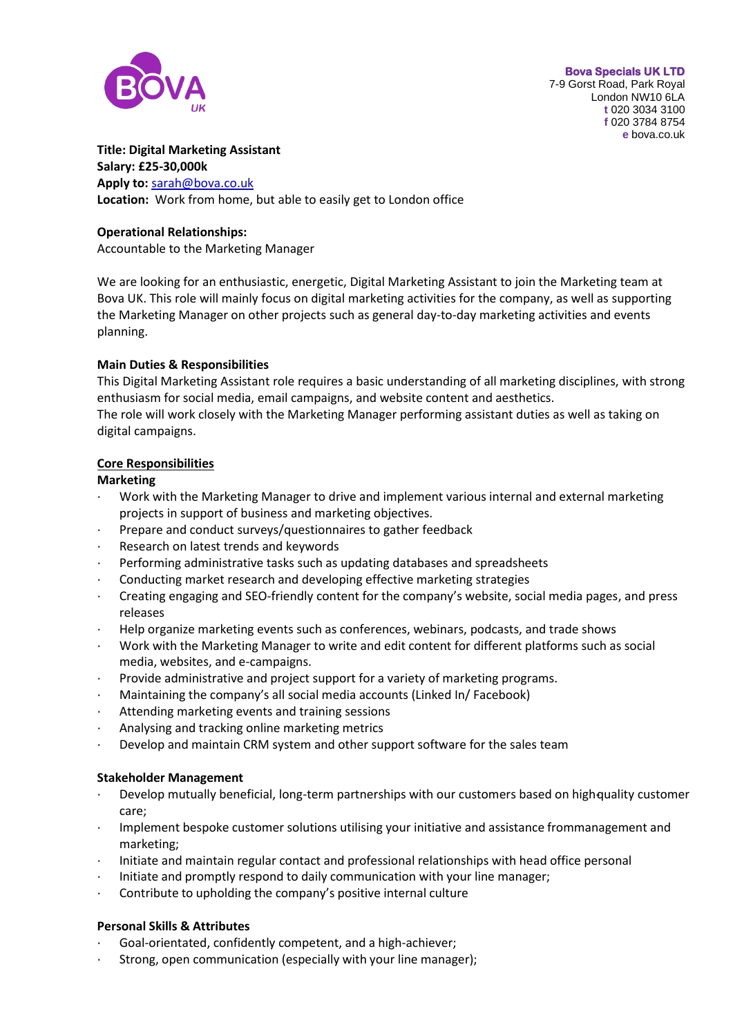**Bova Specials UK LTD**
7-9 Gorst Road, Park Royal
London NW10 6LA
**t** 020 3034 3100
**f** 020 3784 8754
**e** bova.co.uk

**Title: Digital Marketing Assistant**
**Salary: £25-30,000k**
**Apply to:** sarah@bova.co.uk
**Location:** Work from home, but able to easily get to London office

**Operational Relationships:**
Accountable to the Marketing Manager

We are looking for an enthusiastic, energetic, Digital Marketing Assistant to join the Marketing team at Bova UK. This role will mainly focus on digital marketing activities for the company, as well as supporting the Marketing Manager on other projects such as general day-to-day marketing activities and events planning.

**Main Duties & Responsibilities**
This Digital Marketing Assistant role requires a basic understanding of all marketing disciplines, with strong enthusiasm for social media, email campaigns, and website content and aesthetics.
The role will work closely with the Marketing Manager performing assistant duties as well as taking on digital campaigns.

**Core Responsibilities**

**Marketing**

- Work with the Marketing Manager to drive and implement various internal and external marketing projects in support of business and marketing objectives.
- Prepare and conduct surveys/questionnaires to gather feedback
- Research on latest trends and keywords
- Performing administrative tasks such as updating databases and spreadsheets
- Conducting market research and developing effective marketing strategies
- Creating engaging and SEO-friendly content for the company's website, social media pages, and press releases
- Help organize marketing events such as conferences, webinars, podcasts, and trade shows
- Work with the Marketing Manager to write and edit content for different platforms such as social media, websites, and e-campaigns.
- Provide administrative and project support for a variety of marketing programs.
- Maintaining the company's all social media accounts (Linked In/ Facebook)
- Attending marketing events and training sessions
- Analysing and tracking online marketing metrics
- Develop and maintain CRM system and other support software for the sales team

**Stakeholder Management**

- Develop mutually beneficial, long-term partnerships with our customers based on highquality customer care;
- Implement bespoke customer solutions utilising your initiative and assistance frommanagement and marketing;
- Initiate and maintain regular contact and professional relationships with head office personal
- Initiate and promptly respond to daily communication with your line manager;
- Contribute to upholding the company's positive internal culture

**Personal Skills & Attributes**

- Goal-orientated, confidently competent, and a high-achiever;
- Strong, open communication (especially with your line manager);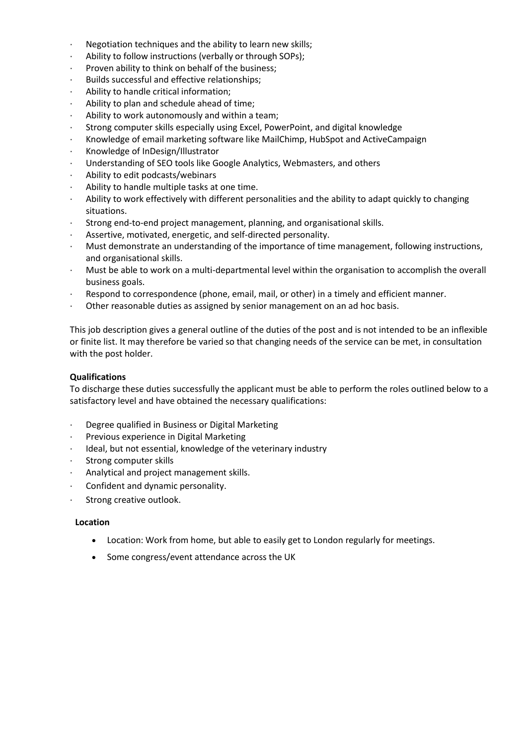- Negotiation techniques and the ability to learn new skills;
- Ability to follow instructions (verbally or through SOPs);
- Proven ability to think on behalf of the business;
- Builds successful and effective relationships;
- Ability to handle critical information;
- Ability to plan and schedule ahead of time;
- Ability to work autonomously and within a team;
- Strong computer skills especially using Excel, PowerPoint, and digital knowledge
- Knowledge of email marketing software like MailChimp, HubSpot and ActiveCampaign
- Knowledge of InDesign/Illustrator
- Understanding of SEO tools like Google Analytics, Webmasters, and others
- Ability to edit podcasts/webinars
- Ability to handle multiple tasks at one time.
- Ability to work effectively with different personalities and the ability to adapt quickly to changing situations.
- Strong end-to-end project management, planning, and organisational skills.
- Assertive, motivated, energetic, and self-directed personality.
- Must demonstrate an understanding of the importance of time management, following instructions, and organisational skills.
- Must be able to work on a multi-departmental level within the organisation to accomplish the overall business goals.
- Respond to correspondence (phone, email, mail, or other) in a timely and efficient manner.
- Other reasonable duties as assigned by senior management on an ad hoc basis.

This job description gives a general outline of the duties of the post and is not intended to be an inflexible or finite list. It may therefore be varied so that changing needs of the service can be met, in consultation with the post holder.

**Qualifications**

To discharge these duties successfully the applicant must be able to perform the roles outlined below to a satisfactory level and have obtained the necessary qualifications:

- Degree qualified in Business or Digital Marketing
- Previous experience in Digital Marketing
- Ideal, but not essential, knowledge of the veterinary industry
- Strong computer skills
- Analytical and project management skills.
- Confident and dynamic personality.
- Strong creative outlook.

**Location**

- Location: Work from home, but able to easily get to London regularly for meetings.
- Some congress/event attendance across the UK